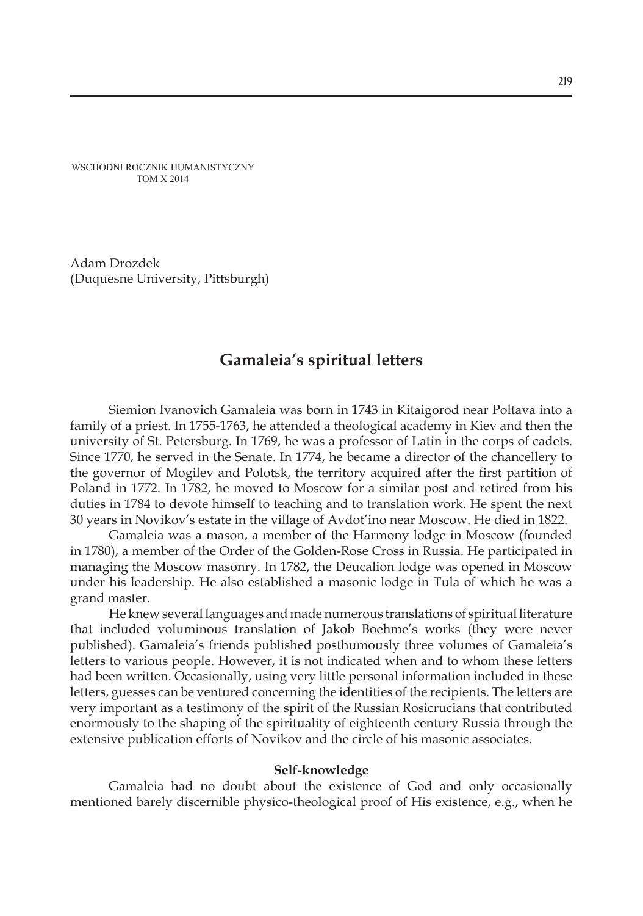Adam Drozdek
(Duquesne University, Pittsburgh)

# Gamaleia's spiritual letters

Siemion Ivanovich Gamaleia was born in 1743 in Kitaigorod near Poltava into a family of a priest. In 1755-1763, he attended a theological academy in Kiev and then the university of St. Petersburg. In 1769, he was a professor of Latin in the corps of cadets. Since 1770, he served in the Senate. In 1774, he became a director of the chancellery to the governor of Mogilev and Polotsk, the territory acquired after the first partition of Poland in 1772. In 1782, he moved to Moscow for a similar post and retired from his duties in 1784 to devote himself to teaching and to translation work. He spent the next 30 years in Novikov's estate in the village of Avdot'ino near Moscow. He died in 1822.

Gamaleia was a mason, a member of the Harmony lodge in Moscow (founded in 1780), a member of the Order of the Golden-Rose Cross in Russia. He participated in managing the Moscow masonry. In 1782, the Deucalion lodge was opened in Moscow under his leadership. He also established a masonic lodge in Tula of which he was a grand master.

He knew several languages and made numerous translations of spiritual literature that included voluminous translation of Jakob Boehme's works (they were never published). Gamaleia's friends published posthumously three volumes of Gamaleia's letters to various people. However, it is not indicated when and to whom these letters had been written. Occasionally, using very little personal information included in these letters, guesses can be ventured concerning the identities of the recipients. The letters are very important as a testimony of the spirit of the Russian Rosicrucians that contributed enormously to the shaping of the spirituality of eighteenth century Russia through the extensive publication efforts of Novikov and the circle of his masonic associates.

## Self-knowledge

Gamaleia had no doubt about the existence of God and only occasionally mentioned barely discernible physico-theological proof of His existence, e.g., when he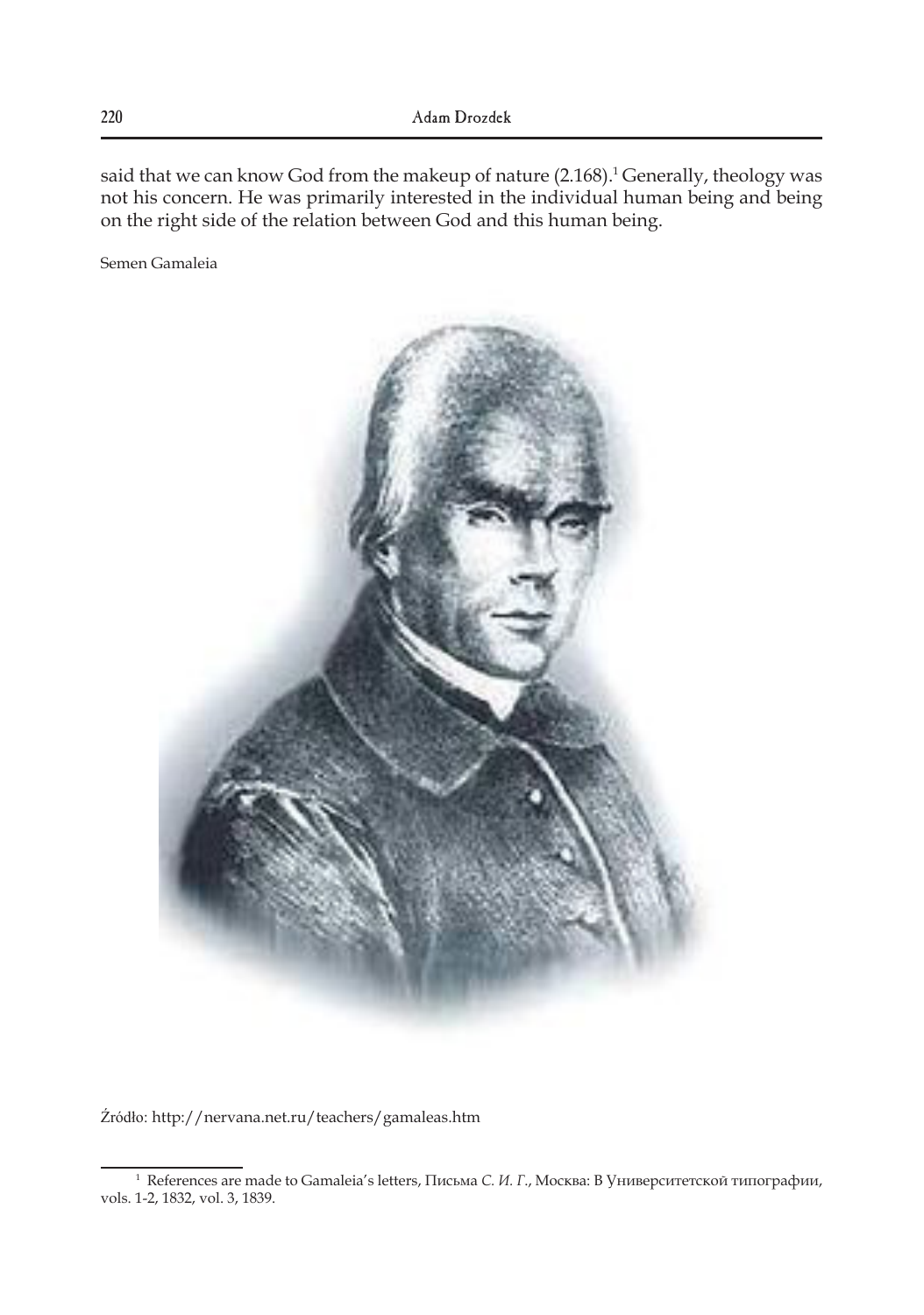said that we can know God from the makeup of nature (2.168).[1] Generally, theology was not his concern. He was primarily interested in the individual human being and being on the right side of the relation between God and this human being.

Semen Gamaleia

Źródło: http://nervana.net.ru/teachers/gamaleas.htm

[1] References are made to Gamaleia's letters, Письма *С. И. Г.*, Москва: В Университетской типографии, vols. 1-2, 1832, vol. 3, 1839.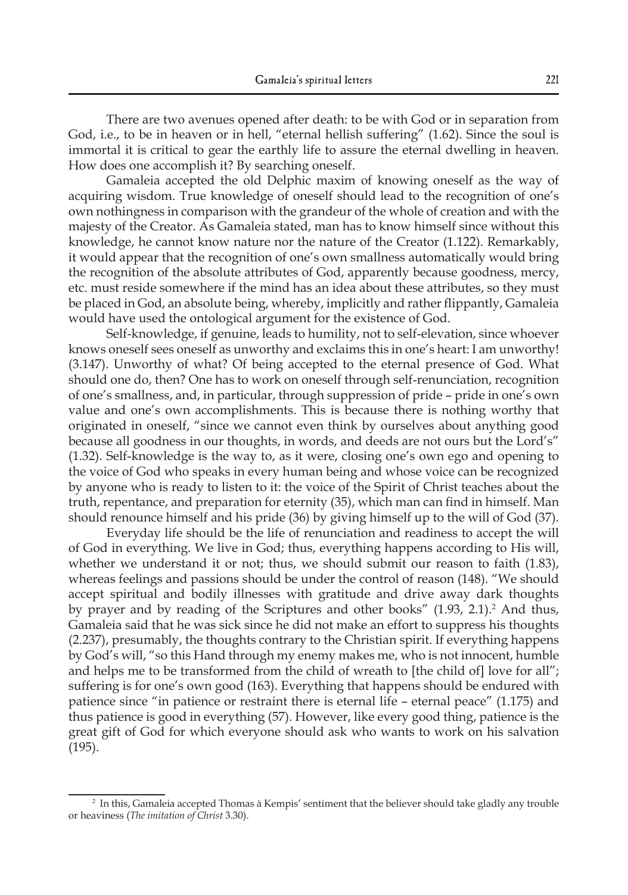There are two avenues opened after death: to be with God or in separation from God, i.e., to be in heaven or in hell, "eternal hellish suffering" (1.62). Since the soul is immortal it is critical to gear the earthly life to assure the eternal dwelling in heaven. How does one accomplish it? By searching oneself.

Gamaleia accepted the old Delphic maxim of knowing oneself as the way of acquiring wisdom. True knowledge of oneself should lead to the recognition of one's own nothingness in comparison with the grandeur of the whole of creation and with the majesty of the Creator. As Gamaleia stated, man has to know himself since without this knowledge, he cannot know nature nor the nature of the Creator (1.122). Remarkably, it would appear that the recognition of one's own smallness automatically would bring the recognition of the absolute attributes of God, apparently because goodness, mercy, etc. must reside somewhere if the mind has an idea about these attributes, so they must be placed in God, an absolute being, whereby, implicitly and rather flippantly, Gamaleia would have used the ontological argument for the existence of God.

Self-knowledge, if genuine, leads to humility, not to self-elevation, since whoever knows oneself sees oneself as unworthy and exclaims this in one's heart: I am unworthy! (3.147). Unworthy of what? Of being accepted to the eternal presence of God. What should one do, then? One has to work on oneself through self-renunciation, recognition of one's smallness, and, in particular, through suppression of pride – pride in one's own value and one's own accomplishments. This is because there is nothing worthy that originated in oneself, "since we cannot even think by ourselves about anything good because all goodness in our thoughts, in words, and deeds are not ours but the Lord's" (1.32). Self-knowledge is the way to, as it were, closing one's own ego and opening to the voice of God who speaks in every human being and whose voice can be recognized by anyone who is ready to listen to it: the voice of the Spirit of Christ teaches about the truth, repentance, and preparation for eternity (35), which man can find in himself. Man should renounce himself and his pride (36) by giving himself up to the will of God (37).

Everyday life should be the life of renunciation and readiness to accept the will of God in everything. We live in God; thus, everything happens according to His will, whether we understand it or not; thus, we should submit our reason to faith (1.83), whereas feelings and passions should be under the control of reason (148). "We should accept spiritual and bodily illnesses with gratitude and drive away dark thoughts by prayer and by reading of the Scriptures and other books" (1.93, 2.1).[2] And thus, Gamaleia said that he was sick since he did not make an effort to suppress his thoughts (2.237), presumably, the thoughts contrary to the Christian spirit. If everything happens by God's will, "so this Hand through my enemy makes me, who is not innocent, humble and helps me to be transformed from the child of wreath to [the child of] love for all"; suffering is for one's own good (163). Everything that happens should be endured with patience since "in patience or restraint there is eternal life – eternal peace" (1.175) and thus patience is good in everything (57). However, like every good thing, patience is the great gift of God for which everyone should ask who wants to work on his salvation (195).

---

[2] In this, Gamaleia accepted Thomas à Kempis' sentiment that the believer should take gladly any trouble or heaviness (*The imitation of Christ* 3.30).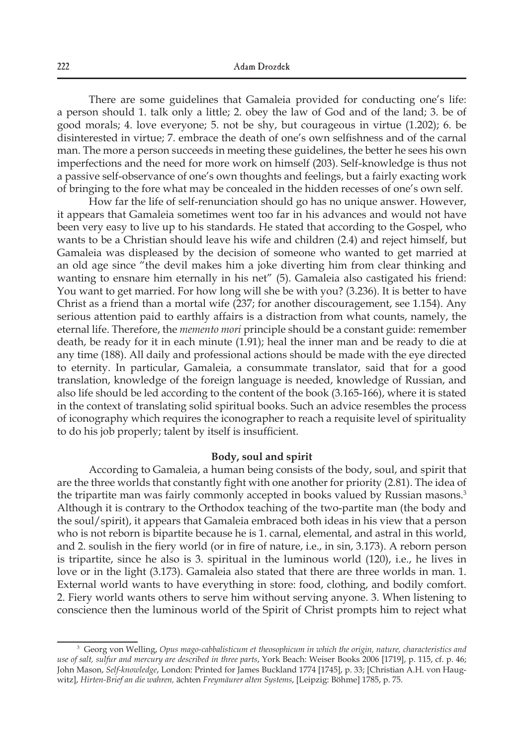There are some guidelines that Gamaleia provided for conducting one's life: a person should 1. talk only a little; 2. obey the law of God and of the land; 3. be of good morals; 4. love everyone; 5. not be shy, but courageous in virtue (1.202); 6. be disinterested in virtue; 7. embrace the death of one's own selfishness and of the carnal man. The more a person succeeds in meeting these guidelines, the better he sees his own imperfections and the need for more work on himself (203). Self-knowledge is thus not a passive self-observance of one's own thoughts and feelings, but a fairly exacting work of bringing to the fore what may be concealed in the hidden recesses of one's own self.

How far the life of self-renunciation should go has no unique answer. However, it appears that Gamaleia sometimes went too far in his advances and would not have been very easy to live up to his standards. He stated that according to the Gospel, who wants to be a Christian should leave his wife and children (2.4) and reject himself, but Gamaleia was displeased by the decision of someone who wanted to get married at an old age since "the devil makes him a joke diverting him from clear thinking and wanting to ensnare him eternally in his net" (5). Gamaleia also castigated his friend: You want to get married. For how long will she be with you? (3.236). It is better to have Christ as a friend than a mortal wife (237; for another discouragement, see 1.154). Any serious attention paid to earthly affairs is a distraction from what counts, namely, the eternal life. Therefore, the *memento mori* principle should be a constant guide: remember death, be ready for it in each minute (1.91); heal the inner man and be ready to die at any time (188). All daily and professional actions should be made with the eye directed to eternity. In particular, Gamaleia, a consummate translator, said that for a good translation, knowledge of the foreign language is needed, knowledge of Russian, and also life should be led according to the content of the book (3.165-166), where it is stated in the context of translating solid spiritual books. Such an advice resembles the process of iconography which requires the iconographer to reach a requisite level of spirituality to do his job properly; talent by itself is insufficient.

### Body, soul and spirit

According to Gamaleia, a human being consists of the body, soul, and spirit that are the three worlds that constantly fight with one another for priority (2.81). The idea of the tripartite man was fairly commonly accepted in books valued by Russian masons.[3] Although it is contrary to the Orthodox teaching of the two-partite man (the body and the soul/spirit), it appears that Gamaleia embraced both ideas in his view that a person who is not reborn is bipartite because he is 1. carnal, elemental, and astral in this world, and 2. soulish in the fiery world (or in fire of nature, i.e., in sin, 3.173). A reborn person is tripartite, since he also is 3. spiritual in the luminous world (120), i.e., he lives in love or in the light (3.173). Gamaleia also stated that there are three worlds in man. 1. External world wants to have everything in store: food, clothing, and bodily comfort. 2. Fiery world wants others to serve him without serving anyone. 3. When listening to conscience then the luminous world of the Spirit of Christ prompts him to reject what

---

[3] Georg von Welling, *Opus mago-cabbalisticum et theosophicum in which the origin, nature, characteristics and use of salt, sulfur and mercury are described in three parts*, York Beach: Weiser Books 2006 [1719], p. 115, cf. p. 46; John Mason, *Self-knowledge*, London: Printed for James Buckland 1774 [1745], p. 33; [Christian A.H. von Haugwitz], *Hirten-Brief an die wahren,* ächten *Freymäurer alten Systems*, [Leipzig: Böhme] 1785, p. 75.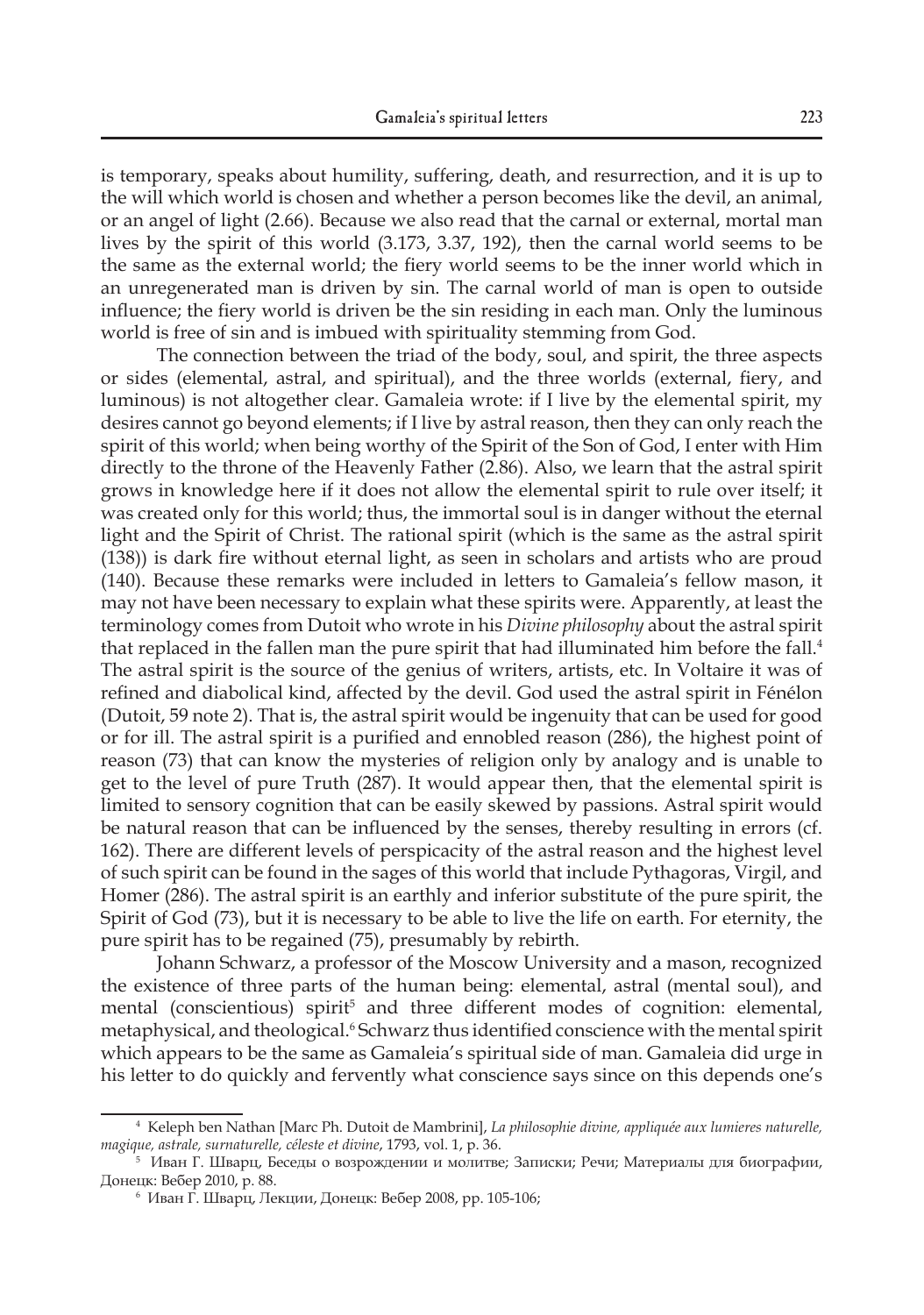is temporary, speaks about humility, suffering, death, and resurrection, and it is up to the will which world is chosen and whether a person becomes like the devil, an animal, or an angel of light (2.66). Because we also read that the carnal or external, mortal man lives by the spirit of this world (3.173, 3.37, 192), then the carnal world seems to be the same as the external world; the fiery world seems to be the inner world which in an unregenerated man is driven by sin. The carnal world of man is open to outside influence; the fiery world is driven be the sin residing in each man. Only the luminous world is free of sin and is imbued with spirituality stemming from God.

The connection between the triad of the body, soul, and spirit, the three aspects or sides (elemental, astral, and spiritual), and the three worlds (external, fiery, and luminous) is not altogether clear. Gamaleia wrote: if I live by the elemental spirit, my desires cannot go beyond elements; if I live by astral reason, then they can only reach the spirit of this world; when being worthy of the Spirit of the Son of God, I enter with Him directly to the throne of the Heavenly Father (2.86). Also, we learn that the astral spirit grows in knowledge here if it does not allow the elemental spirit to rule over itself; it was created only for this world; thus, the immortal soul is in danger without the eternal light and the Spirit of Christ. The rational spirit (which is the same as the astral spirit (138)) is dark fire without eternal light, as seen in scholars and artists who are proud (140). Because these remarks were included in letters to Gamaleia's fellow mason, it may not have been necessary to explain what these spirits were. Apparently, at least the terminology comes from Dutoit who wrote in his *Divine philosophy* about the astral spirit that replaced in the fallen man the pure spirit that had illuminated him before the fall.[4] The astral spirit is the source of the genius of writers, artists, etc. In Voltaire it was of refined and diabolical kind, affected by the devil. God used the astral spirit in Fénélon (Dutoit, 59 note 2). That is, the astral spirit would be ingenuity that can be used for good or for ill. The astral spirit is a purified and ennobled reason (286), the highest point of reason (73) that can know the mysteries of religion only by analogy and is unable to get to the level of pure Truth (287). It would appear then, that the elemental spirit is limited to sensory cognition that can be easily skewed by passions. Astral spirit would be natural reason that can be influenced by the senses, thereby resulting in errors (cf. 162). There are different levels of perspicacity of the astral reason and the highest level of such spirit can be found in the sages of this world that include Pythagoras, Virgil, and Homer (286). The astral spirit is an earthly and inferior substitute of the pure spirit, the Spirit of God (73), but it is necessary to be able to live the life on earth. For eternity, the pure spirit has to be regained (75), presumably by rebirth.

Johann Schwarz, a professor of the Moscow University and a mason, recognized the existence of three parts of the human being: elemental, astral (mental soul), and mental (conscientious) spirit[5] and three different modes of cognition: elemental, metaphysical, and theological.[6] Schwarz thus identified conscience with the mental spirit which appears to be the same as Gamaleia's spiritual side of man. Gamaleia did urge in his letter to do quickly and fervently what conscience says since on this depends one's

---

[4] Keleph ben Nathan [Marc Ph. Dutoit de Mambrini], *La philosophie divine, appliquée aux lumieres naturelle, magique, astrale, surnaturelle, céleste et divine*, 1793, vol. 1, p. 36.

[5] Иван Г. Шварц, Беседы о возрождении и молитве; Записки; Речи; Материалы для биографии, Донецк: Вебер 2010, p. 88.

[6] Иван Г. Шварц, Лекции, Донецк: Вебер 2008, pp. 105-106;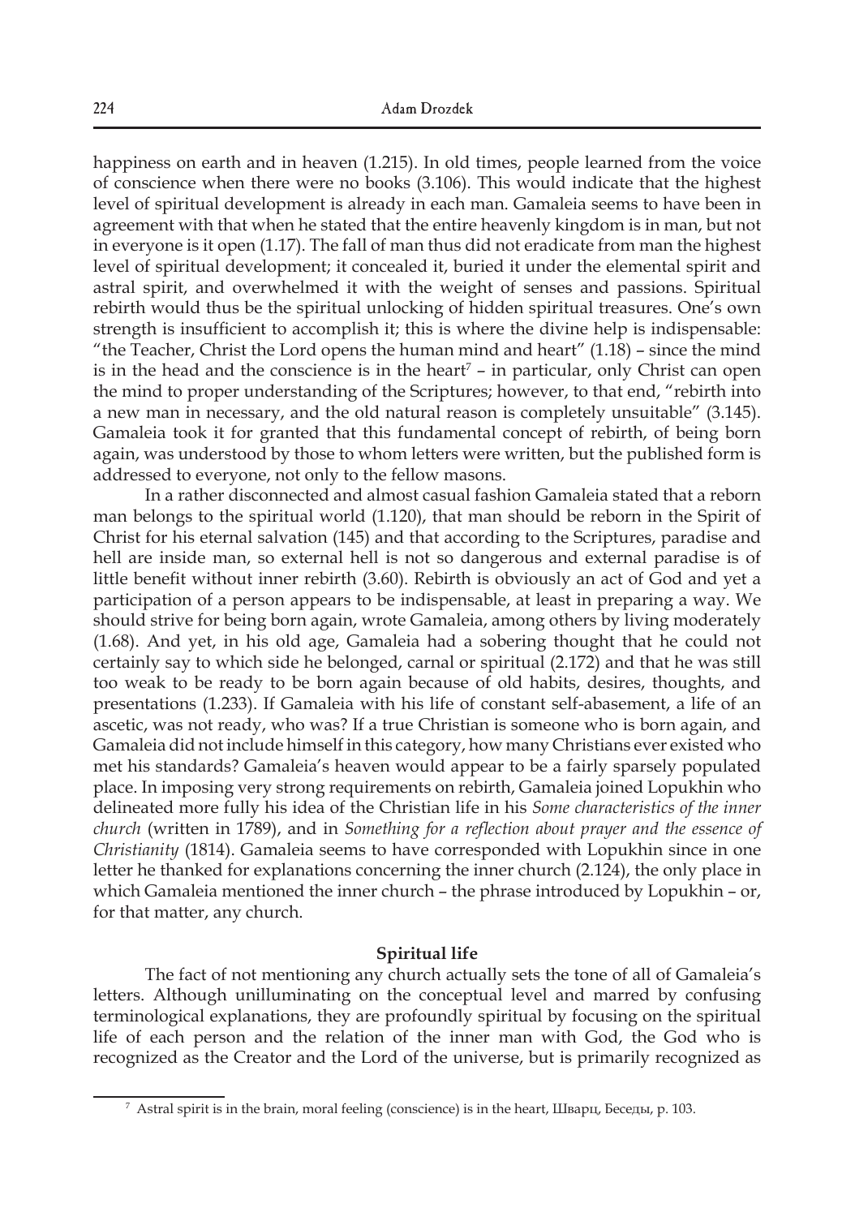happiness on earth and in heaven (1.215). In old times, people learned from the voice of conscience when there were no books (3.106). This would indicate that the highest level of spiritual development is already in each man. Gamaleia seems to have been in agreement with that when he stated that the entire heavenly kingdom is in man, but not in everyone is it open (1.17). The fall of man thus did not eradicate from man the highest level of spiritual development; it concealed it, buried it under the elemental spirit and astral spirit, and overwhelmed it with the weight of senses and passions. Spiritual rebirth would thus be the spiritual unlocking of hidden spiritual treasures. One's own strength is insufficient to accomplish it; this is where the divine help is indispensable: "the Teacher, Christ the Lord opens the human mind and heart" (1.18) – since the mind is in the head and the conscience is in the heart[7] – in particular, only Christ can open the mind to proper understanding of the Scriptures; however, to that end, "rebirth into a new man in necessary, and the old natural reason is completely unsuitable" (3.145). Gamaleia took it for granted that this fundamental concept of rebirth, of being born again, was understood by those to whom letters were written, but the published form is addressed to everyone, not only to the fellow masons.

In a rather disconnected and almost casual fashion Gamaleia stated that a reborn man belongs to the spiritual world (1.120), that man should be reborn in the Spirit of Christ for his eternal salvation (145) and that according to the Scriptures, paradise and hell are inside man, so external hell is not so dangerous and external paradise is of little benefit without inner rebirth (3.60). Rebirth is obviously an act of God and yet a participation of a person appears to be indispensable, at least in preparing a way. We should strive for being born again, wrote Gamaleia, among others by living moderately (1.68). And yet, in his old age, Gamaleia had a sobering thought that he could not certainly say to which side he belonged, carnal or spiritual (2.172) and that he was still too weak to be ready to be born again because of old habits, desires, thoughts, and presentations (1.233). If Gamaleia with his life of constant self-abasement, a life of an ascetic, was not ready, who was? If a true Christian is someone who is born again, and Gamaleia did not include himself in this category, how many Christians ever existed who met his standards? Gamaleia's heaven would appear to be a fairly sparsely populated place. In imposing very strong requirements on rebirth, Gamaleia joined Lopukhin who delineated more fully his idea of the Christian life in his *Some characteristics of the inner church* (written in 1789), and in *Something for a reflection about prayer and the essence of Christianity* (1814). Gamaleia seems to have corresponded with Lopukhin since in one letter he thanked for explanations concerning the inner church (2.124), the only place in which Gamaleia mentioned the inner church – the phrase introduced by Lopukhin – or, for that matter, any church.

## Spiritual life

The fact of not mentioning any church actually sets the tone of all of Gamaleia's letters. Although unilluminating on the conceptual level and marred by confusing terminological explanations, they are profoundly spiritual by focusing on the spiritual life of each person and the relation of the inner man with God, the God who is recognized as the Creator and the Lord of the universe, but is primarily recognized as

---

[7] Astral spirit is in the brain, moral feeling (conscience) is in the heart, Шварц, Беседы, p. 103.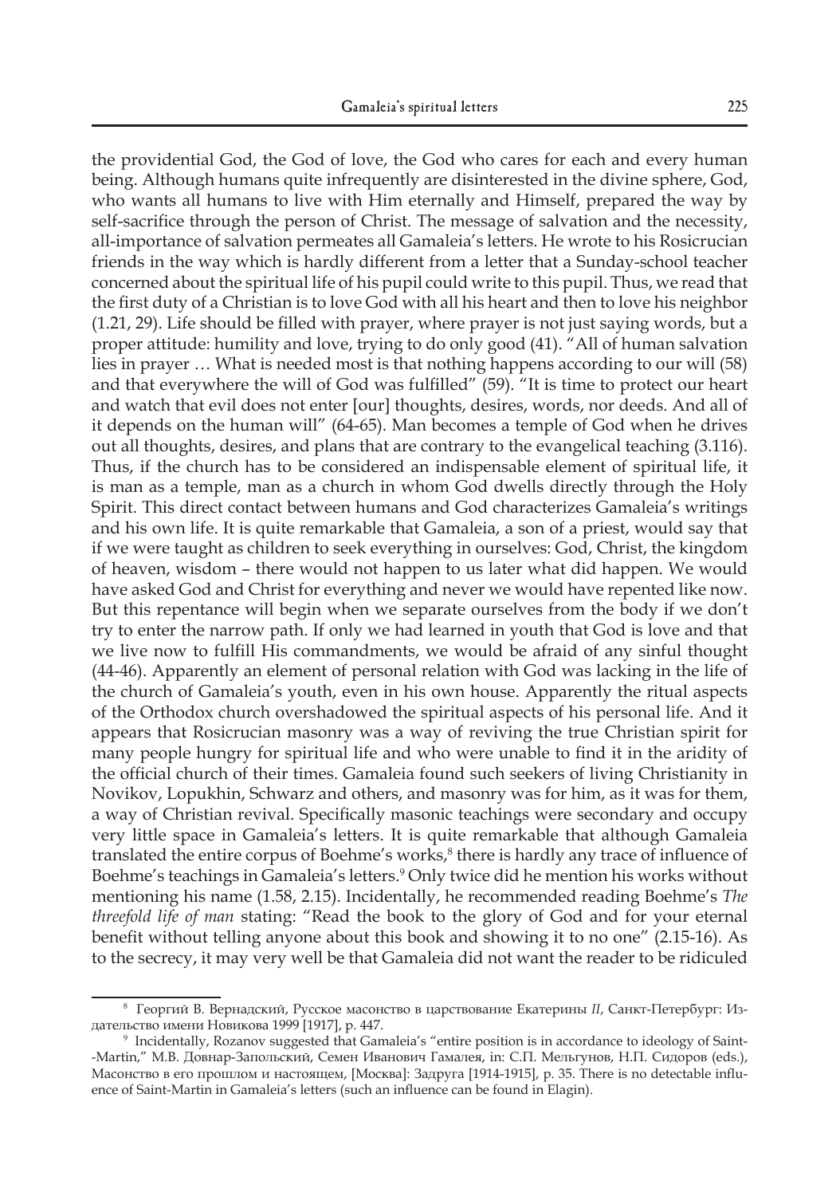the providential God, the God of love, the God who cares for each and every human being. Although humans quite infrequently are disinterested in the divine sphere, God, who wants all humans to live with Him eternally and Himself, prepared the way by self-sacrifice through the person of Christ. The message of salvation and the necessity, all-importance of salvation permeates all Gamaleia's letters. He wrote to his Rosicrucian friends in the way which is hardly different from a letter that a Sunday-school teacher concerned about the spiritual life of his pupil could write to this pupil. Thus, we read that the first duty of a Christian is to love God with all his heart and then to love his neighbor (1.21, 29). Life should be filled with prayer, where prayer is not just saying words, but a proper attitude: humility and love, trying to do only good (41). "All of human salvation lies in prayer … What is needed most is that nothing happens according to our will (58) and that everywhere the will of God was fulfilled" (59). "It is time to protect our heart and watch that evil does not enter [our] thoughts, desires, words, nor deeds. And all of it depends on the human will" (64-65). Man becomes a temple of God when he drives out all thoughts, desires, and plans that are contrary to the evangelical teaching (3.116). Thus, if the church has to be considered an indispensable element of spiritual life, it is man as a temple, man as a church in whom God dwells directly through the Holy Spirit. This direct contact between humans and God characterizes Gamaleia's writings and his own life. It is quite remarkable that Gamaleia, a son of a priest, would say that if we were taught as children to seek everything in ourselves: God, Christ, the kingdom of heaven, wisdom – there would not happen to us later what did happen. We would have asked God and Christ for everything and never we would have repented like now. But this repentance will begin when we separate ourselves from the body if we don't try to enter the narrow path. If only we had learned in youth that God is love and that we live now to fulfill His commandments, we would be afraid of any sinful thought (44-46). Apparently an element of personal relation with God was lacking in the life of the church of Gamaleia's youth, even in his own house. Apparently the ritual aspects of the Orthodox church overshadowed the spiritual aspects of his personal life. And it appears that Rosicrucian masonry was a way of reviving the true Christian spirit for many people hungry for spiritual life and who were unable to find it in the aridity of the official church of their times. Gamaleia found such seekers of living Christianity in Novikov, Lopukhin, Schwarz and others, and masonry was for him, as it was for them, a way of Christian revival. Specifically masonic teachings were secondary and occupy very little space in Gamaleia's letters. It is quite remarkable that although Gamaleia translated the entire corpus of Boehme's works,[8] there is hardly any trace of influence of Boehme's teachings in Gamaleia's letters.[9] Only twice did he mention his works without mentioning his name (1.58, 2.15). Incidentally, he recommended reading Boehme's *The threefold life of man* stating: "Read the book to the glory of God and for your eternal benefit without telling anyone about this book and showing it to no one" (2.15-16). As to the secrecy, it may very well be that Gamaleia did not want the reader to be ridiculed

[8] Георгий В. Вернадский, Русское масонство в царствование Екатерины *II*, Санкт-Петербург: Издательство имени Новикова 1999 [1917], p. 447.

[9] Incidentally, Rozanov suggested that Gamaleia's "entire position is in accordance to ideology of Saint--Martin," М.В. Довнар-Запольский, Семен Иванович Гамалея, in: С.П. Мельгунов, Н.П. Сидоров (eds.), Масонство в его прошлом и настоящем, [Москва]: Задруга [1914-1915], p. 35. There is no detectable influence of Saint-Martin in Gamaleia's letters (such an influence can be found in Elagin).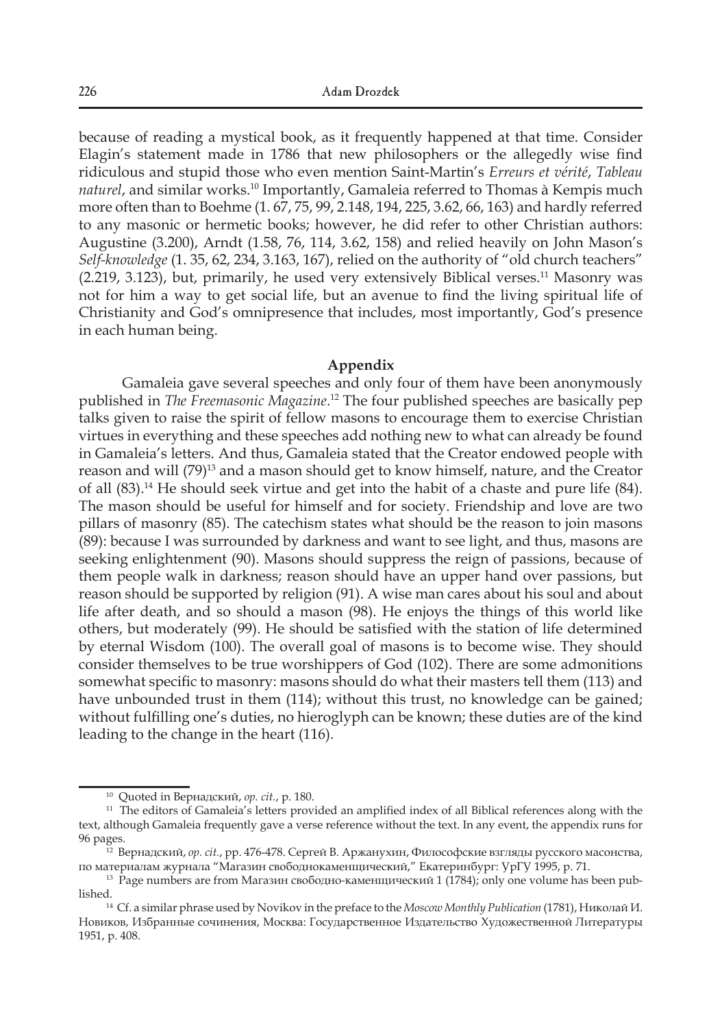because of reading a mystical book, as it frequently happened at that time. Consider Elagin's statement made in 1786 that new philosophers or the allegedly wise find ridiculous and stupid those who even mention Saint-Martin's *Erreurs et vérité*, *Tableau naturel*, and similar works.[10] Importantly, Gamaleia referred to Thomas à Kempis much more often than to Boehme (1. 67, 75, 99, 2.148, 194, 225, 3.62, 66, 163) and hardly referred to any masonic or hermetic books; however, he did refer to other Christian authors: Augustine (3.200), Arndt (1.58, 76, 114, 3.62, 158) and relied heavily on John Mason's *Self-knowledge* (1. 35, 62, 234, 3.163, 167), relied on the authority of "old church teachers" (2.219, 3.123), but, primarily, he used very extensively Biblical verses.[11] Masonry was not for him a way to get social life, but an avenue to find the living spiritual life of Christianity and God's omnipresence that includes, most importantly, God's presence in each human being.

## Appendix

Gamaleia gave several speeches and only four of them have been anonymously published in *The Freemasonic Magazine*.[12] The four published speeches are basically pep talks given to raise the spirit of fellow masons to encourage them to exercise Christian virtues in everything and these speeches add nothing new to what can already be found in Gamaleia's letters. And thus, Gamaleia stated that the Creator endowed people with reason and will (79)[13] and a mason should get to know himself, nature, and the Creator of all (83).[14] He should seek virtue and get into the habit of a chaste and pure life (84). The mason should be useful for himself and for society. Friendship and love are two pillars of masonry (85). The catechism states what should be the reason to join masons (89): because I was surrounded by darkness and want to see light, and thus, masons are seeking enlightenment (90). Masons should suppress the reign of passions, because of them people walk in darkness; reason should have an upper hand over passions, but reason should be supported by religion (91). A wise man cares about his soul and about life after death, and so should a mason (98). He enjoys the things of this world like others, but moderately (99). He should be satisfied with the station of life determined by eternal Wisdom (100). The overall goal of masons is to become wise. They should consider themselves to be true worshippers of God (102). There are some admonitions somewhat specific to masonry: masons should do what their masters tell them (113) and have unbounded trust in them (114); without this trust, no knowledge can be gained; without fulfilling one's duties, no hieroglyph can be known; these duties are of the kind leading to the change in the heart (116).

---

[10] Quoted in Вернадский, *op. cit.*, p. 180.

[11] The editors of Gamaleia's letters provided an amplified index of all Biblical references along with the text, although Gamaleia frequently gave a verse reference without the text. In any event, the appendix runs for 96 pages.

[12] Вернадский, *op. cit.*, pp. 476-478. Сергей В. Аржанухин, Философские взгляды русского масонства, по материалам журнала "Магазин свободнокаменщический," Екатеринбург: УрГУ 1995, p. 71.

[13] Page numbers are from Магазин свободно-каменщический 1 (1784); only one volume has been published.

[14] Cf. a similar phrase used by Novikov in the preface to the *Moscow Monthly Publication* (1781), Николай И. Новиков, Избранные сочинения, Москва: Государственное Издательство Художественной Литературы 1951, p. 408.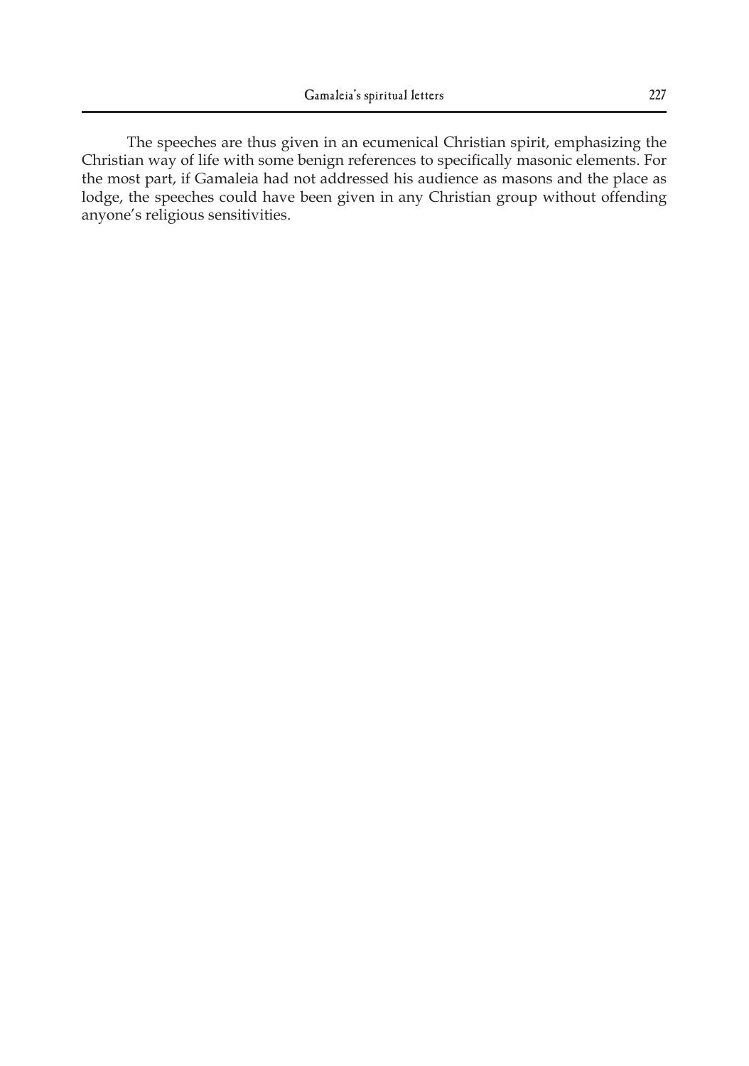The speeches are thus given in an ecumenical Christian spirit, emphasizing the Christian way of life with some benign references to specifically masonic elements. For the most part, if Gamaleia had not addressed his audience as masons and the place as lodge, the speeches could have been given in any Christian group without offending anyone's religious sensitivities.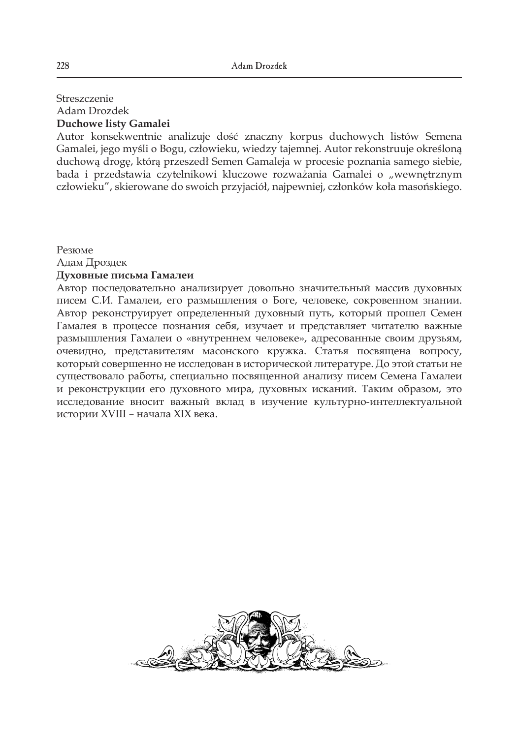Streszczenie
Adam Drozdek

**Duchowe listy Gamalei**

Autor konsekwentnie analizuje dość znaczny korpus duchowych listów Semena Gamalei, jego myśli o Bogu, człowieku, wiedzy tajemnej. Autor rekonstruuje określoną duchową drogę, którą przeszedł Semen Gamaleja w procesie poznania samego siebie, bada i przedstawia czytelnikowi kluczowe rozważania Gamalei o „wewnętrznym człowieku", skierowane do swoich przyjaciół, najpewniej, członków koła masońskiego.

Резюме
Адам Дроздек

**Духовные письма Гамалеи**

Автор последовательно анализирует довольно значительный массив духовных писем С.И. Гамалеи, его размышления о Боге, человеке, сокровенном знании. Автор реконструирует определенный духовный путь, который прошел Семен Гамалея в процессе познания себя, изучает и представляет читателю важные размышления Гамалеи о «внутреннем человеке», адресованные своим друзьям, очевидно, представителям масонского кружка. Статья посвящена вопросу, который совершенно не исследован в исторической литературе. До этой статьи не существовало работы, специально посвященной анализу писем Семена Гамалеи и реконструкции его духовного мира, духовных исканий. Таким образом, это исследование вносит важный вклад в изучение культурно-интеллектуальной истории XVIII – начала XIX века.